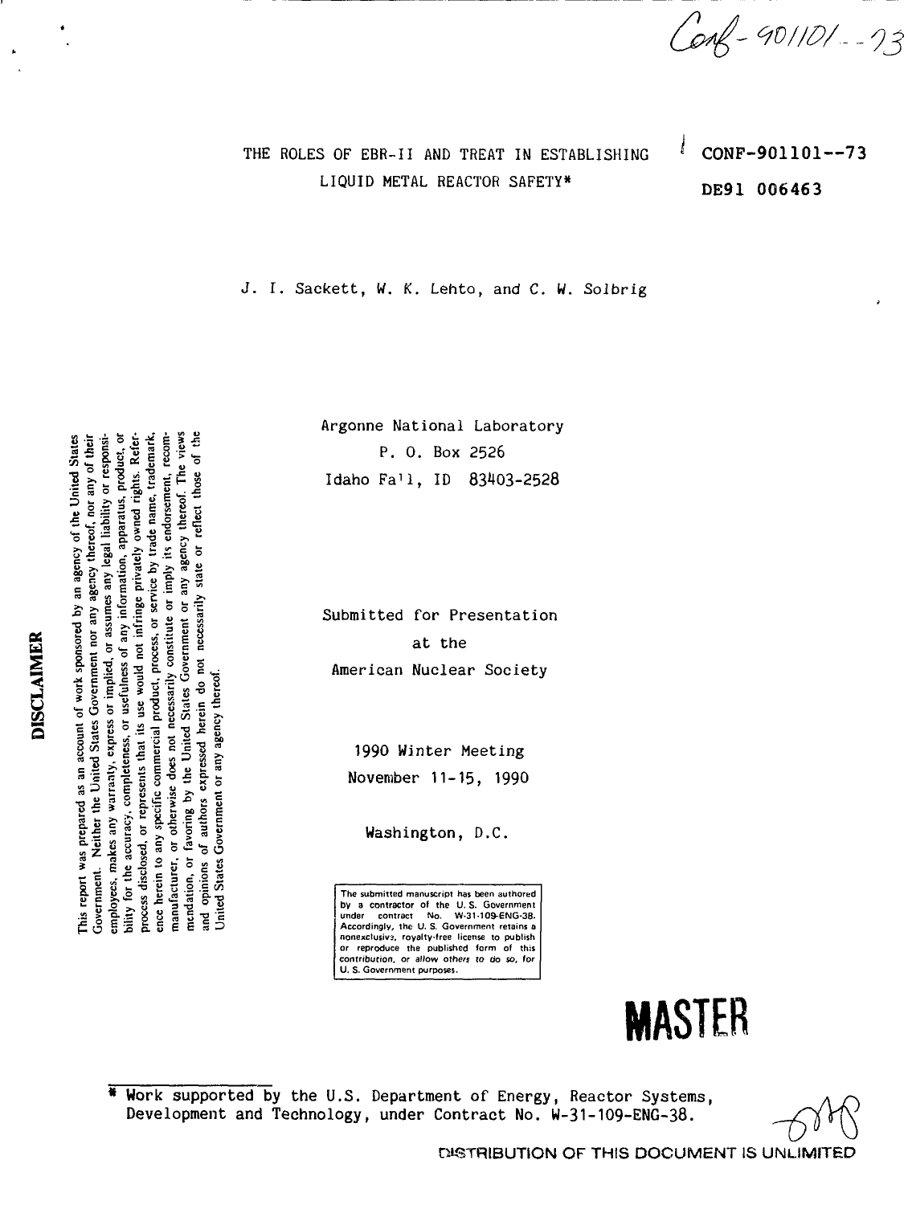Conf-901101--73

# THE ROLES OF EBR-II AND TREAT IN ESTABLISHING LIQUID METAL REACTOR SAFETY*

CONF-901101--73

DE91 006463

J. I. Sackett, W. K. Lehto, and C. W. Solbrig

Argonne National Laboratory
P. O. Box 2526
Idaho Fall, ID 83403-2528

Submitted for Presentation
at the
American Nuclear Society

1990 Winter Meeting
November 11-15, 1990

Washington, D.C.

The submitted manuscript has been authored by a contractor of the U. S. Government under contract No. W-31-109-ENG-38. Accordingly, the U. S. Government retains a nonexclusive, royalty-free license to publish or reproduce the published form of this contribution, or allow others to do so, for U. S. Government purposes.

**DISCLAIMER**

This report was prepared as an account of work sponsored by an agency of the United States Government. Neither the United States Government nor any agency thereof, nor any of their employees, makes any warranty, express or implied, or assumes any legal liability or responsibility for the accuracy, completeness, or usefulness of any information, apparatus, product, or process disclosed, or represents that its use would not infringe privately owned rights. Reference herein to any specific commercial product, process, or service by trade name, trademark, manufacturer, or otherwise does not necessarily constitute or imply its endorsement, recommendation, or favoring by the United States Government or any agency thereof. The views and opinions of authors expressed herein do not necessarily state or reflect those of the United States Government or any agency thereof.

**MASTER**

\* Work supported by the U.S. Department of Energy, Reactor Systems, Development and Technology, under Contract No. W-31-109-ENG-38.

DISTRIBUTION OF THIS DOCUMENT IS UNLIMITED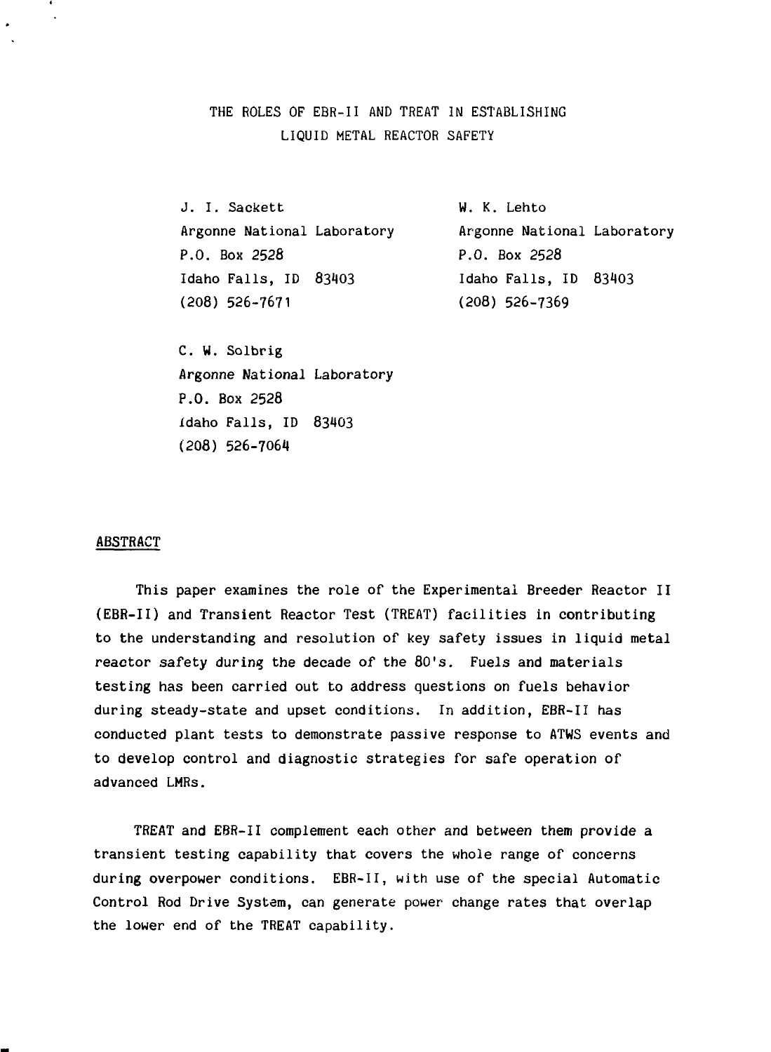# THE ROLES OF EBR-II AND TREAT IN ESTABLISHING LIQUID METAL REACTOR SAFETY

J. I. Sackett
Argonne National Laboratory
P.O. Box 2528
Idaho Falls, ID 83403
(208) 526-7671

W. K. Lehto
Argonne National Laboratory
P.O. Box 2528
Idaho Falls, ID 83403
(208) 526-7369

C. W. Solbrig
Argonne National Laboratory
P.O. Box 2528
Idaho Falls, ID 83403
(208) 526-7064

## ABSTRACT

This paper examines the role of the Experimental Breeder Reactor II (EBR-II) and Transient Reactor Test (TREAT) facilities in contributing to the understanding and resolution of key safety issues in liquid metal reactor safety during the decade of the 80's. Fuels and materials testing has been carried out to address questions on fuels behavior during steady-state and upset conditions. In addition, EBR-II has conducted plant tests to demonstrate passive response to ATWS events and to develop control and diagnostic strategies for safe operation of advanced LMRs.

TREAT and EBR-II complement each other and between them provide a transient testing capability that covers the whole range of concerns during overpower conditions. EBR-II, with use of the special Automatic Control Rod Drive System, can generate power change rates that overlap the lower end of the TREAT capability.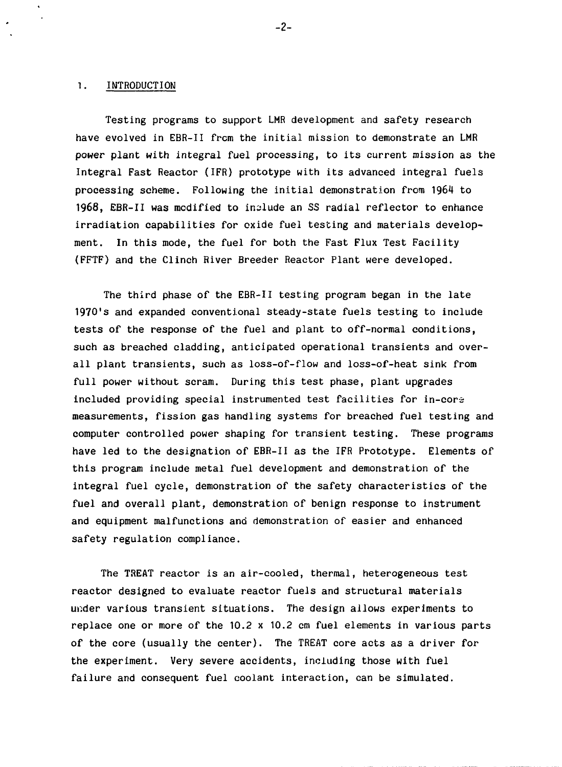## 1. INTRODUCTION

Testing programs to support LMR development and safety research have evolved in EBR-II from the initial mission to demonstrate an LMR power plant with integral fuel processing, to its current mission as the Integral Fast Reactor (IFR) prototype with its advanced integral fuels processing scheme. Following the initial demonstration from 1964 to 1968, EBR-II was modified to include an SS radial reflector to enhance irradiation capabilities for oxide fuel testing and materials development. In this mode, the fuel for both the Fast Flux Test Facility (FFTF) and the Clinch River Breeder Reactor Plant were developed.

The third phase of the EBR-II testing program began in the late 1970's and expanded conventional steady-state fuels testing to include tests of the response of the fuel and plant to off-normal conditions, such as breached cladding, anticipated operational transients and overall plant transients, such as loss-of-flow and loss-of-heat sink from full power without scram. During this test phase, plant upgrades included providing special instrumented test facilities for in-core measurements, fission gas handling systems for breached fuel testing and computer controlled power shaping for transient testing. These programs have led to the designation of EBR-II as the IFR Prototype. Elements of this program include metal fuel development and demonstration of the integral fuel cycle, demonstration of the safety characteristics of the fuel and overall plant, demonstration of benign response to instrument and equipment malfunctions and demonstration of easier and enhanced safety regulation compliance.

The TREAT reactor is an air-cooled, thermal, heterogeneous test reactor designed to evaluate reactor fuels and structural materials under various transient situations. The design allows experiments to replace one or more of the 10.2 x 10.2 cm fuel elements in various parts of the core (usually the center). The TREAT core acts as a driver for the experiment. Very severe accidents, including those with fuel failure and consequent fuel coolant interaction, can be simulated.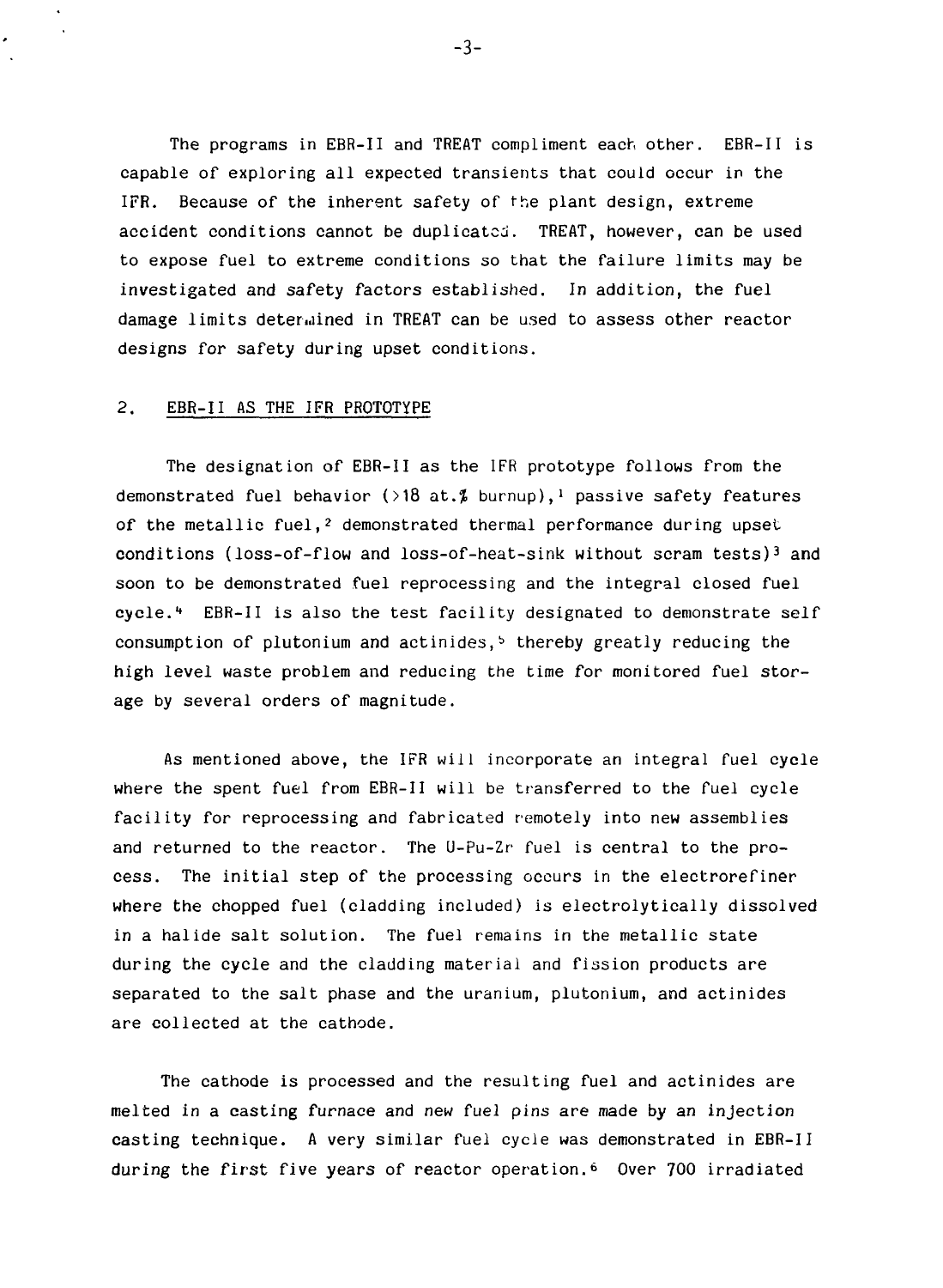The programs in EBR-II and TREAT compliment each other. EBR-II is capable of exploring all expected transients that could occur in the IFR. Because of the inherent safety of the plant design, extreme accident conditions cannot be duplicated. TREAT, however, can be used to expose fuel to extreme conditions so that the failure limits may be investigated and safety factors established. In addition, the fuel damage limits determined in TREAT can be used to assess other reactor designs for safety during upset conditions.

## 2. EBR-II AS THE IFR PROTOTYPE

The designation of EBR-II as the IFR prototype follows from the demonstrated fuel behavior (>18 at.% burnup),[1] passive safety features of the metallic fuel,[2] demonstrated thermal performance during upset conditions (loss-of-flow and loss-of-heat-sink without scram tests)[3] and soon to be demonstrated fuel reprocessing and the integral closed fuel cycle.[4] EBR-II is also the test facility designated to demonstrate self consumption of plutonium and actinides,[5] thereby greatly reducing the high level waste problem and reducing the time for monitored fuel storage by several orders of magnitude.

As mentioned above, the IFR will incorporate an integral fuel cycle where the spent fuel from EBR-II will be transferred to the fuel cycle facility for reprocessing and fabricated remotely into new assemblies and returned to the reactor. The U-Pu-Zr fuel is central to the process. The initial step of the processing occurs in the electrorefiner where the chopped fuel (cladding included) is electrolytically dissolved in a halide salt solution. The fuel remains in the metallic state during the cycle and the cladding material and fission products are separated to the salt phase and the uranium, plutonium, and actinides are collected at the cathode.

The cathode is processed and the resulting fuel and actinides are melted in a casting furnace and new fuel pins are made by an injection casting technique. A very similar fuel cycle was demonstrated in EBR-II during the first five years of reactor operation.[6] Over 700 irradiated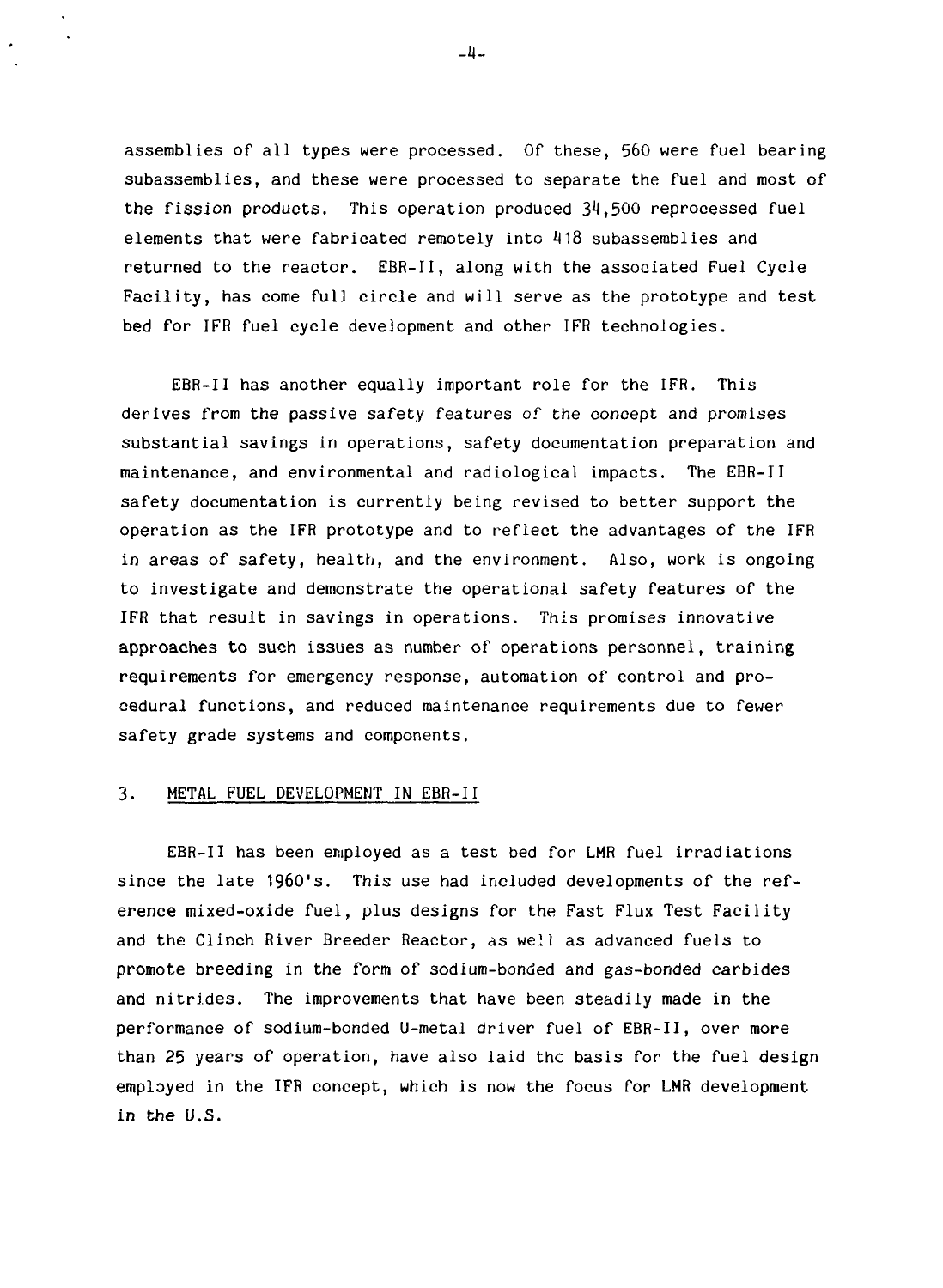assemblies of all types were processed. Of these, 560 were fuel bearing subassemblies, and these were processed to separate the fuel and most of the fission products. This operation produced 34,500 reprocessed fuel elements that were fabricated remotely into 418 subassemblies and returned to the reactor. EBR-II, along with the associated Fuel Cycle Facility, has come full circle and will serve as the prototype and test bed for IFR fuel cycle development and other IFR technologies.

EBR-II has another equally important role for the IFR. This derives from the passive safety features of the concept and promises substantial savings in operations, safety documentation preparation and maintenance, and environmental and radiological impacts. The EBR-II safety documentation is currently being revised to better support the operation as the IFR prototype and to reflect the advantages of the IFR in areas of safety, health, and the environment. Also, work is ongoing to investigate and demonstrate the operational safety features of the IFR that result in savings in operations. This promises innovative approaches to such issues as number of operations personnel, training requirements for emergency response, automation of control and procedural functions, and reduced maintenance requirements due to fewer safety grade systems and components.

## 3. METAL FUEL DEVELOPMENT IN EBR-II

EBR-II has been employed as a test bed for LMR fuel irradiations since the late 1960's. This use had included developments of the reference mixed-oxide fuel, plus designs for the Fast Flux Test Facility and the Clinch River Breeder Reactor, as well as advanced fuels to promote breeding in the form of sodium-bonded and gas-bonded carbides and nitrides. The improvements that have been steadily made in the performance of sodium-bonded U-metal driver fuel of EBR-II, over more than 25 years of operation, have also laid the basis for the fuel design employed in the IFR concept, which is now the focus for LMR development in the U.S.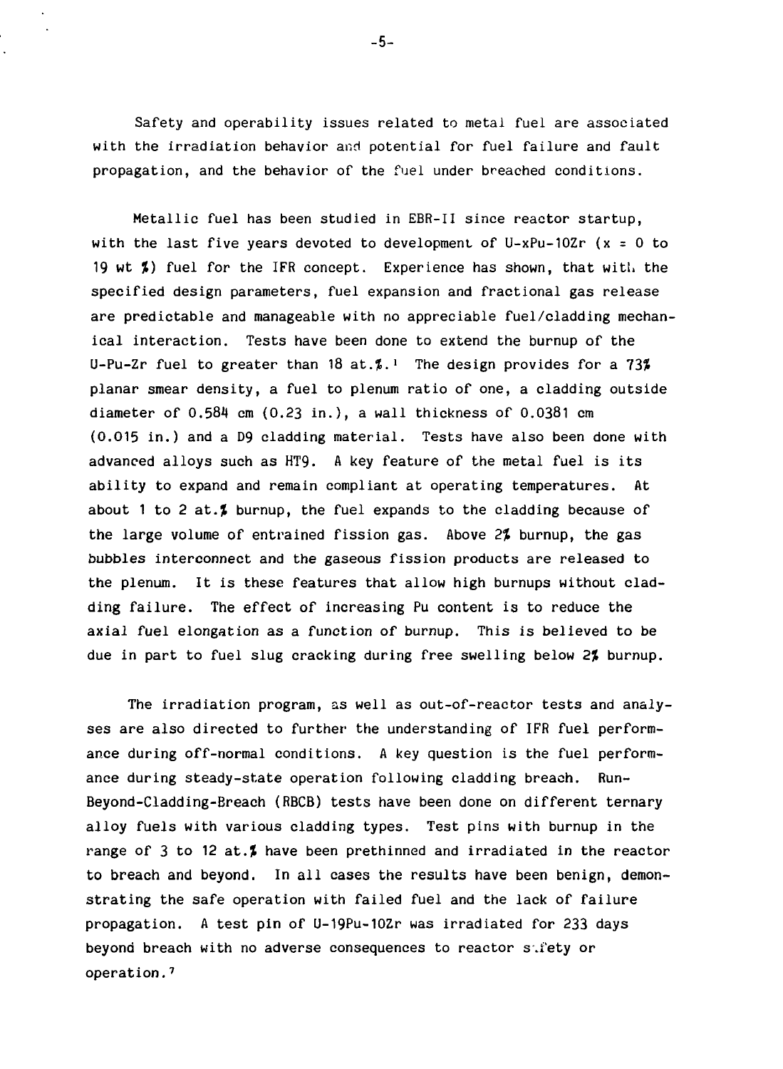Safety and operability issues related to metal fuel are associated with the irradiation behavior and potential for fuel failure and fault propagation, and the behavior of the fuel under breached conditions.

Metallic fuel has been studied in EBR-II since reactor startup, with the last five years devoted to development of U-xPu-10Zr (x = 0 to 19 wt %) fuel for the IFR concept. Experience has shown, that with the specified design parameters, fuel expansion and fractional gas release are predictable and manageable with no appreciable fuel/cladding mechanical interaction. Tests have been done to extend the burnup of the U-Pu-Zr fuel to greater than 18 at.%.[1] The design provides for a 73% planar smear density, a fuel to plenum ratio of one, a cladding outside diameter of 0.584 cm (0.23 in.), a wall thickness of 0.0381 cm (0.015 in.) and a D9 cladding material. Tests have also been done with advanced alloys such as HT9. A key feature of the metal fuel is its ability to expand and remain compliant at operating temperatures. At about 1 to 2 at.% burnup, the fuel expands to the cladding because of the large volume of entrained fission gas. Above 2% burnup, the gas bubbles interconnect and the gaseous fission products are released to the plenum. It is these features that allow high burnups without cladding failure. The effect of increasing Pu content is to reduce the axial fuel elongation as a function of burnup. This is believed to be due in part to fuel slug cracking during free swelling below 2% burnup.

The irradiation program, as well as out-of-reactor tests and analyses are also directed to further the understanding of IFR fuel performance during off-normal conditions. A key question is the fuel performance during steady-state operation following cladding breach. Run-Beyond-Cladding-Breach (RBCB) tests have been done on different ternary alloy fuels with various cladding types. Test pins with burnup in the range of 3 to 12 at.% have been prethinned and irradiated in the reactor to breach and beyond. In all cases the results have been benign, demonstrating the safe operation with failed fuel and the lack of failure propagation. A test pin of U-19Pu-10Zr was irradiated for 233 days beyond breach with no adverse consequences to reactor safety or operation.[7]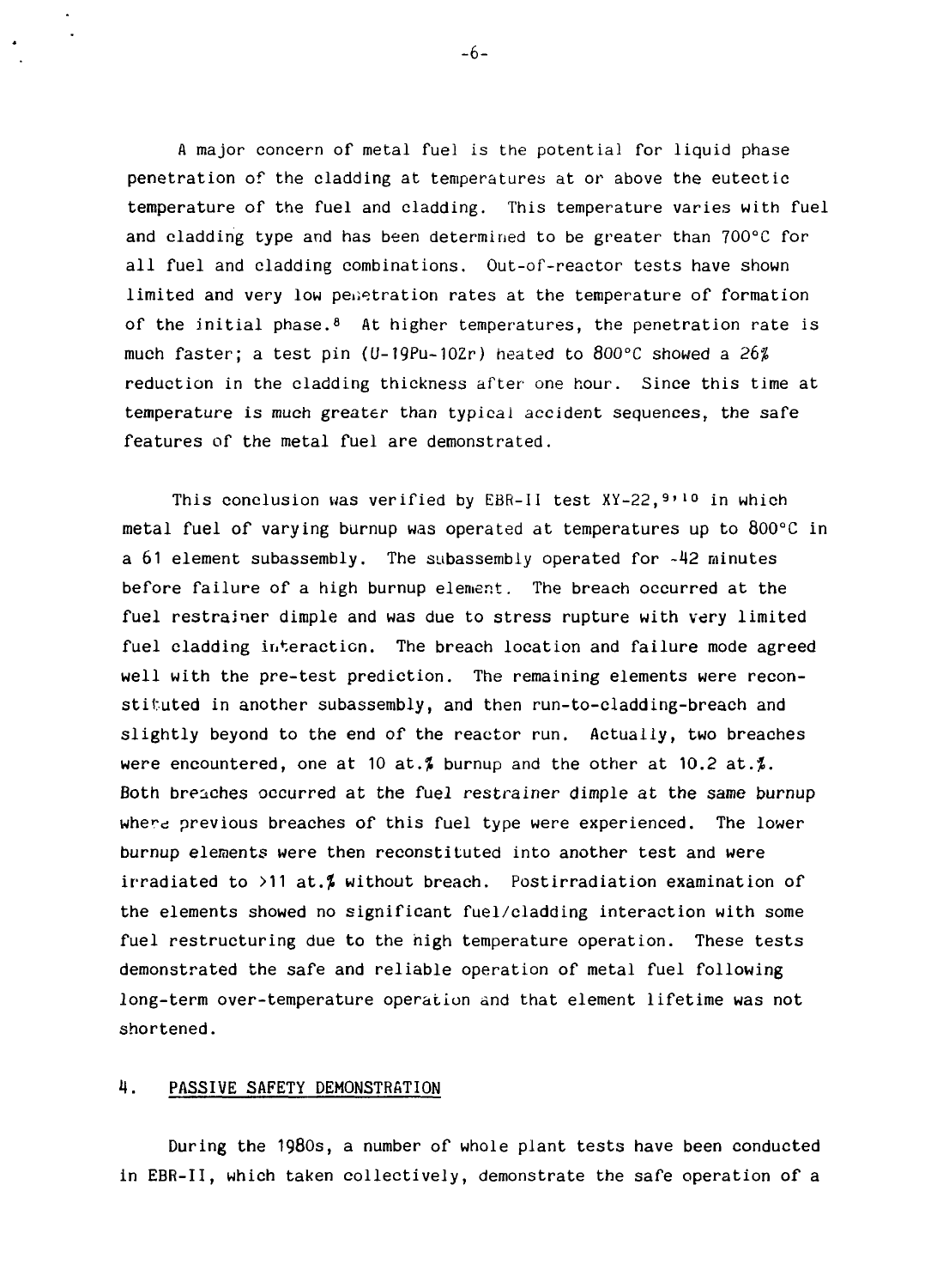A major concern of metal fuel is the potential for liquid phase penetration of the cladding at temperatures at or above the eutectic temperature of the fuel and cladding. This temperature varies with fuel and cladding type and has been determined to be greater than 700°C for all fuel and cladding combinations. Out-of-reactor tests have shown limited and very low penetration rates at the temperature of formation of the initial phase.[8] At higher temperatures, the penetration rate is much faster; a test pin (U-19Pu-10Zr) heated to 800°C showed a 26% reduction in the cladding thickness after one hour. Since this time at temperature is much greater than typical accident sequences, the safe features of the metal fuel are demonstrated.

This conclusion was verified by EBR-II test XY-22,[9,10] in which metal fuel of varying burnup was operated at temperatures up to 800°C in a 61 element subassembly. The subassembly operated for ~42 minutes before failure of a high burnup element. The breach occurred at the fuel restrainer dimple and was due to stress rupture with very limited fuel cladding interaction. The breach location and failure mode agreed well with the pre-test prediction. The remaining elements were reconstituted in another subassembly, and then run-to-cladding-breach and slightly beyond to the end of the reactor run. Actually, two breaches were encountered, one at 10 at.% burnup and the other at 10.2 at.%. Both breaches occurred at the fuel restrainer dimple at the same burnup where previous breaches of this fuel type were experienced. The lower burnup elements were then reconstituted into another test and were irradiated to >11 at.% without breach. Postirradiation examination of the elements showed no significant fuel/cladding interaction with some fuel restructuring due to the high temperature operation. These tests demonstrated the safe and reliable operation of metal fuel following long-term over-temperature operation and that element lifetime was not shortened.

## 4. PASSIVE SAFETY DEMONSTRATION

During the 1980s, a number of whole plant tests have been conducted in EBR-II, which taken collectively, demonstrate the safe operation of a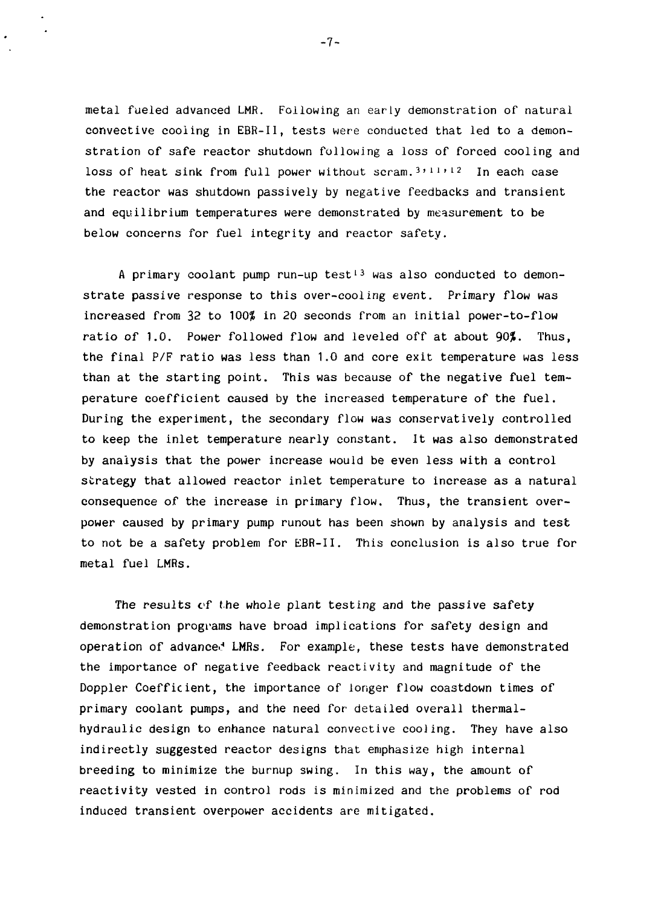metal fueled advanced LMR. Following an early demonstration of natural convective cooling in EBR-II, tests were conducted that led to a demonstration of safe reactor shutdown following a loss of forced cooling and loss of heat sink from full power without scram.[3,11,12] In each case the reactor was shutdown passively by negative feedbacks and transient and equilibrium temperatures were demonstrated by measurement to be below concerns for fuel integrity and reactor safety.

A primary coolant pump run-up test[13] was also conducted to demonstrate passive response to this over-cooling event. Primary flow was increased from 32 to 100% in 20 seconds from an initial power-to-flow ratio of 1.0. Power followed flow and leveled off at about 90%. Thus, the final P/F ratio was less than 1.0 and core exit temperature was less than at the starting point. This was because of the negative fuel temperature coefficient caused by the increased temperature of the fuel. During the experiment, the secondary flow was conservatively controlled to keep the inlet temperature nearly constant. It was also demonstrated by analysis that the power increase would be even less with a control strategy that allowed reactor inlet temperature to increase as a natural consequence of the increase in primary flow. Thus, the transient overpower caused by primary pump runout has been shown by analysis and test to not be a safety problem for EBR-II. This conclusion is also true for metal fuel LMRs.

The results of the whole plant testing and the passive safety demonstration programs have broad implications for safety design and operation of advanced LMRs. For example, these tests have demonstrated the importance of negative feedback reactivity and magnitude of the Doppler Coefficient, the importance of longer flow coastdown times of primary coolant pumps, and the need for detailed overall thermal-hydraulic design to enhance natural convective cooling. They have also indirectly suggested reactor designs that emphasize high internal breeding to minimize the burnup swing. In this way, the amount of reactivity vested in control rods is minimized and the problems of rod induced transient overpower accidents are mitigated.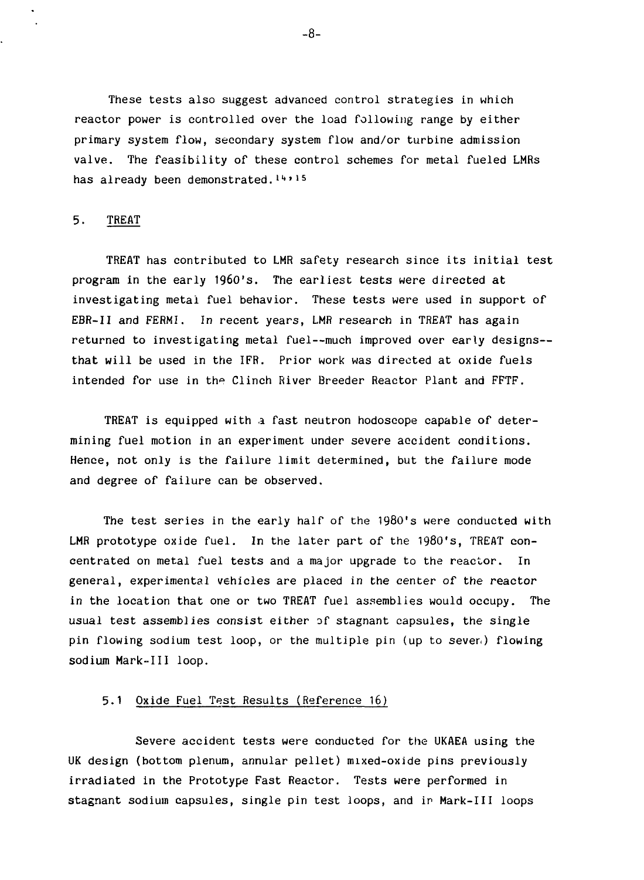These tests also suggest advanced control strategies in which reactor power is controlled over the load following range by either primary system flow, secondary system flow and/or turbine admission valve. The feasibility of these control schemes for metal fueled LMRs has already been demonstrated.[14,15]

## 5. TREAT

TREAT has contributed to LMR safety research since its initial test program in the early 1960's. The earliest tests were directed at investigating metal fuel behavior. These tests were used in support of EBR-II and FERMI. In recent years, LMR research in TREAT has again returned to investigating metal fuel--much improved over early designs--that will be used in the IFR. Prior work was directed at oxide fuels intended for use in the Clinch River Breeder Reactor Plant and FFTF.

TREAT is equipped with a fast neutron hodoscope capable of determining fuel motion in an experiment under severe accident conditions. Hence, not only is the failure limit determined, but the failure mode and degree of failure can be observed.

The test series in the early half of the 1980's were conducted with LMR prototype oxide fuel. In the later part of the 1980's, TREAT concentrated on metal fuel tests and a major upgrade to the reactor. In general, experimental vehicles are placed in the center of the reactor in the location that one or two TREAT fuel assemblies would occupy. The usual test assemblies consist either of stagnant capsules, the single pin flowing sodium test loop, or the multiple pin (up to seven) flowing sodium Mark-III loop.

### 5.1 Oxide Fuel Test Results (Reference 16)

Severe accident tests were conducted for the UKAEA using the UK design (bottom plenum, annular pellet) mixed-oxide pins previously irradiated in the Prototype Fast Reactor. Tests were performed in stagnant sodium capsules, single pin test loops, and in Mark-III loops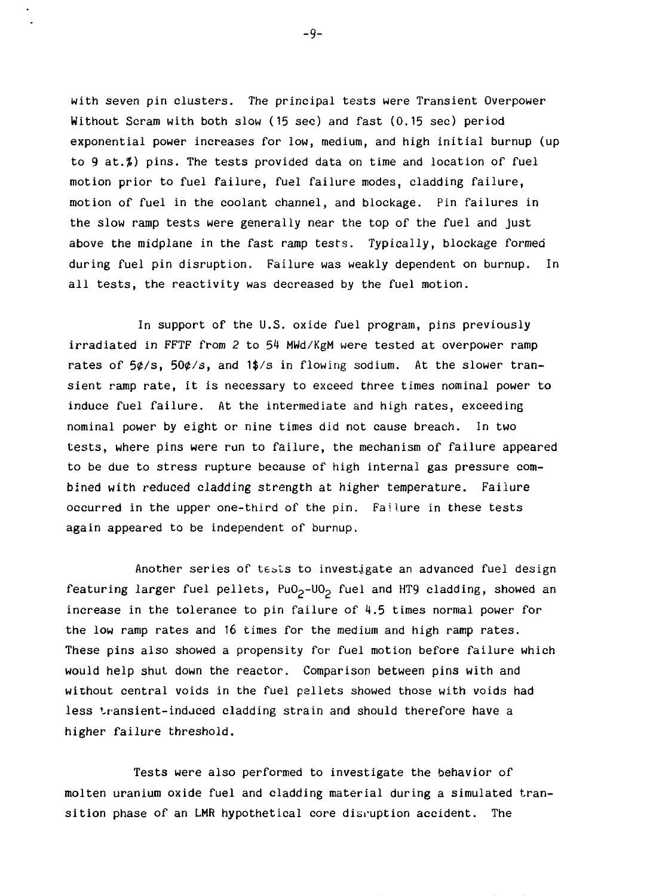with seven pin clusters. The principal tests were Transient Overpower Without Scram with both slow (15 sec) and fast (0.15 sec) period exponential power increases for low, medium, and high initial burnup (up to 9 at.%) pins. The tests provided data on time and location of fuel motion prior to fuel failure, fuel failure modes, cladding failure, motion of fuel in the coolant channel, and blockage. Pin failures in the slow ramp tests were generally near the top of the fuel and just above the midplane in the fast ramp tests. Typically, blockage formed during fuel pin disruption. Failure was weakly dependent on burnup. In all tests, the reactivity was decreased by the fuel motion.

In support of the U.S. oxide fuel program, pins previously irradiated in FFTF from 2 to 54 MWd/KgM were tested at overpower ramp rates of 5¢/s, 50¢/s, and 1$/s in flowing sodium. At the slower transient ramp rate, it is necessary to exceed three times nominal power to induce fuel failure. At the intermediate and high rates, exceeding nominal power by eight or nine times did not cause breach. In two tests, where pins were run to failure, the mechanism of failure appeared to be due to stress rupture because of high internal gas pressure combined with reduced cladding strength at higher temperature. Failure occurred in the upper one-third of the pin. Failure in these tests again appeared to be independent of burnup.

Another series of tests to investigate an advanced fuel design featuring larger fuel pellets, $PuO_2$-$UO_2$ fuel and HT9 cladding, showed an increase in the tolerance to pin failure of 4.5 times normal power for the low ramp rates and 16 times for the medium and high ramp rates. These pins also showed a propensity for fuel motion before failure which would help shut down the reactor. Comparison between pins with and without central voids in the fuel pellets showed those with voids had less transient-induced cladding strain and should therefore have a higher failure threshold.

Tests were also performed to investigate the behavior of molten uranium oxide fuel and cladding material during a simulated transition phase of an LMR hypothetical core disruption accident. The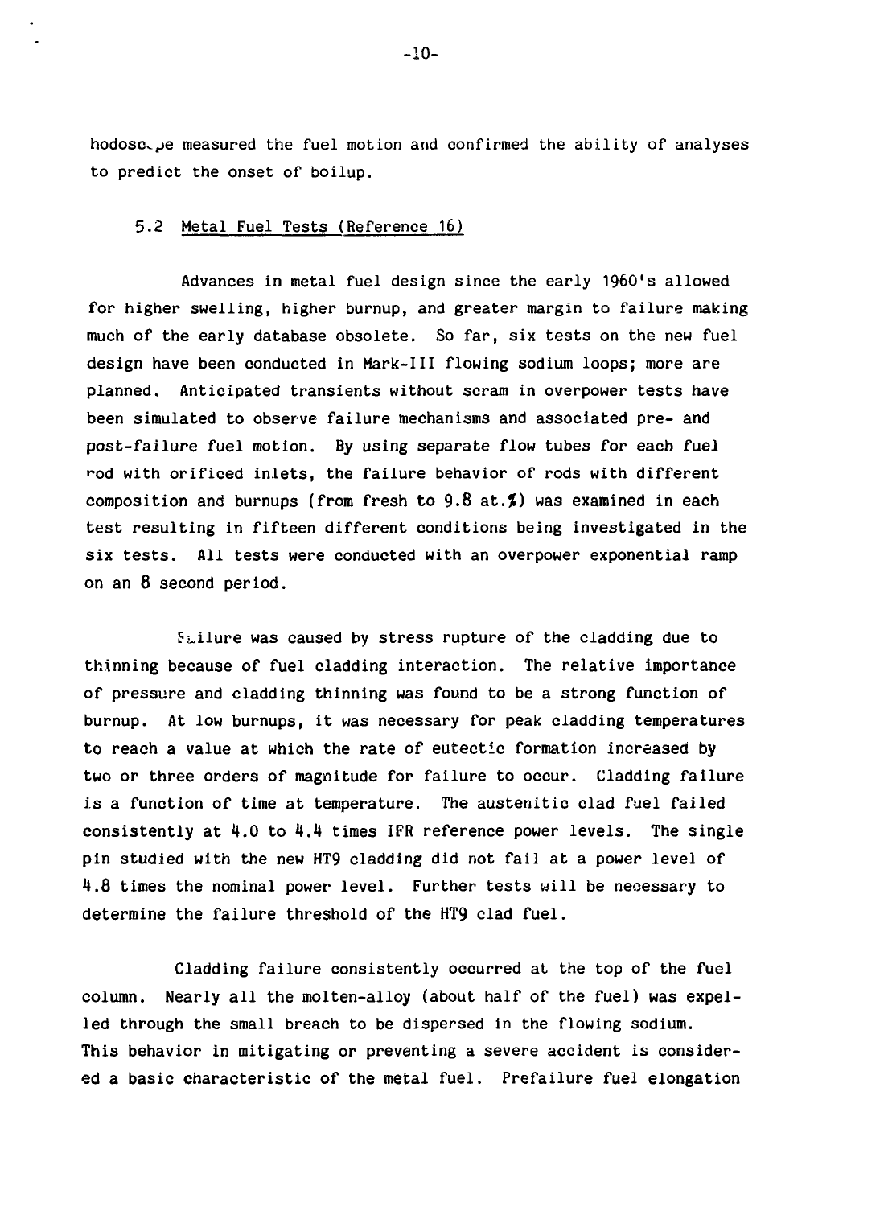hodoscope measured the fuel motion and confirmed the ability of analyses to predict the onset of boilup.

### 5.2 Metal Fuel Tests (Reference 16)

Advances in metal fuel design since the early 1960's allowed for higher swelling, higher burnup, and greater margin to failure making much of the early database obsolete. So far, six tests on the new fuel design have been conducted in Mark-III flowing sodium loops; more are planned. Anticipated transients without scram in overpower tests have been simulated to observe failure mechanisms and associated pre- and post-failure fuel motion. By using separate flow tubes for each fuel rod with orificed inlets, the failure behavior of rods with different composition and burnups (from fresh to 9.8 at.%) was examined in each test resulting in fifteen different conditions being investigated in the six tests. All tests were conducted with an overpower exponential ramp on an 8 second period.

Failure was caused by stress rupture of the cladding due to thinning because of fuel cladding interaction. The relative importance of pressure and cladding thinning was found to be a strong function of burnup. At low burnups, it was necessary for peak cladding temperatures to reach a value at which the rate of eutectic formation increased by two or three orders of magnitude for failure to occur. Cladding failure is a function of time at temperature. The austenitic clad fuel failed consistently at 4.0 to 4.4 times IFR reference power levels. The single pin studied with the new HT9 cladding did not fail at a power level of 4.8 times the nominal power level. Further tests will be necessary to determine the failure threshold of the HT9 clad fuel.

Cladding failure consistently occurred at the top of the fuel column. Nearly all the molten-alloy (about half of the fuel) was expelled through the small breach to be dispersed in the flowing sodium. This behavior in mitigating or preventing a severe accident is considered a basic characteristic of the metal fuel. Prefailure fuel elongation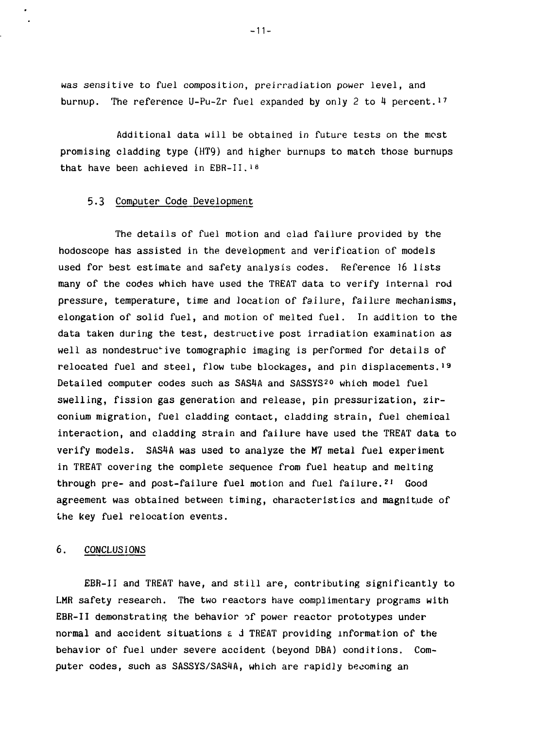was sensitive to fuel composition, preirradiation power level, and burnup. The reference U-Pu-Zr fuel expanded by only 2 to 4 percent.[17]

Additional data will be obtained in future tests on the most promising cladding type (HT9) and higher burnups to match those burnups that have been achieved in EBR-II.[18]

### 5.3 Computer Code Development

The details of fuel motion and clad failure provided by the hodoscope has assisted in the development and verification of models used for best estimate and safety analysis codes. Reference 16 lists many of the codes which have used the TREAT data to verify internal rod pressure, temperature, time and location of failure, failure mechanisms, elongation of solid fuel, and motion of melted fuel. In addition to the data taken during the test, destructive post irradiation examination as well as nondestructive tomographic imaging is performed for details of relocated fuel and steel, flow tube blockages, and pin displacements.[19] Detailed computer codes such as SAS4A and SASSYS[20] which model fuel swelling, fission gas generation and release, pin pressurization, zirconium migration, fuel cladding contact, cladding strain, fuel chemical interaction, and cladding strain and failure have used the TREAT data to verify models. SAS4A was used to analyze the M7 metal fuel experiment in TREAT covering the complete sequence from fuel heatup and melting through pre- and post-failure fuel motion and fuel failure.[21] Good agreement was obtained between timing, characteristics and magnitude of the key fuel relocation events.

## 6. CONCLUSIONS

EBR-II and TREAT have, and still are, contributing significantly to LMR safety research. The two reactors have complimentary programs with EBR-II demonstrating the behavior of power reactor prototypes under normal and accident situations and TREAT providing information of the behavior of fuel under severe accident (beyond DBA) conditions. Computer codes, such as SASSYS/SAS4A, which are rapidly becoming an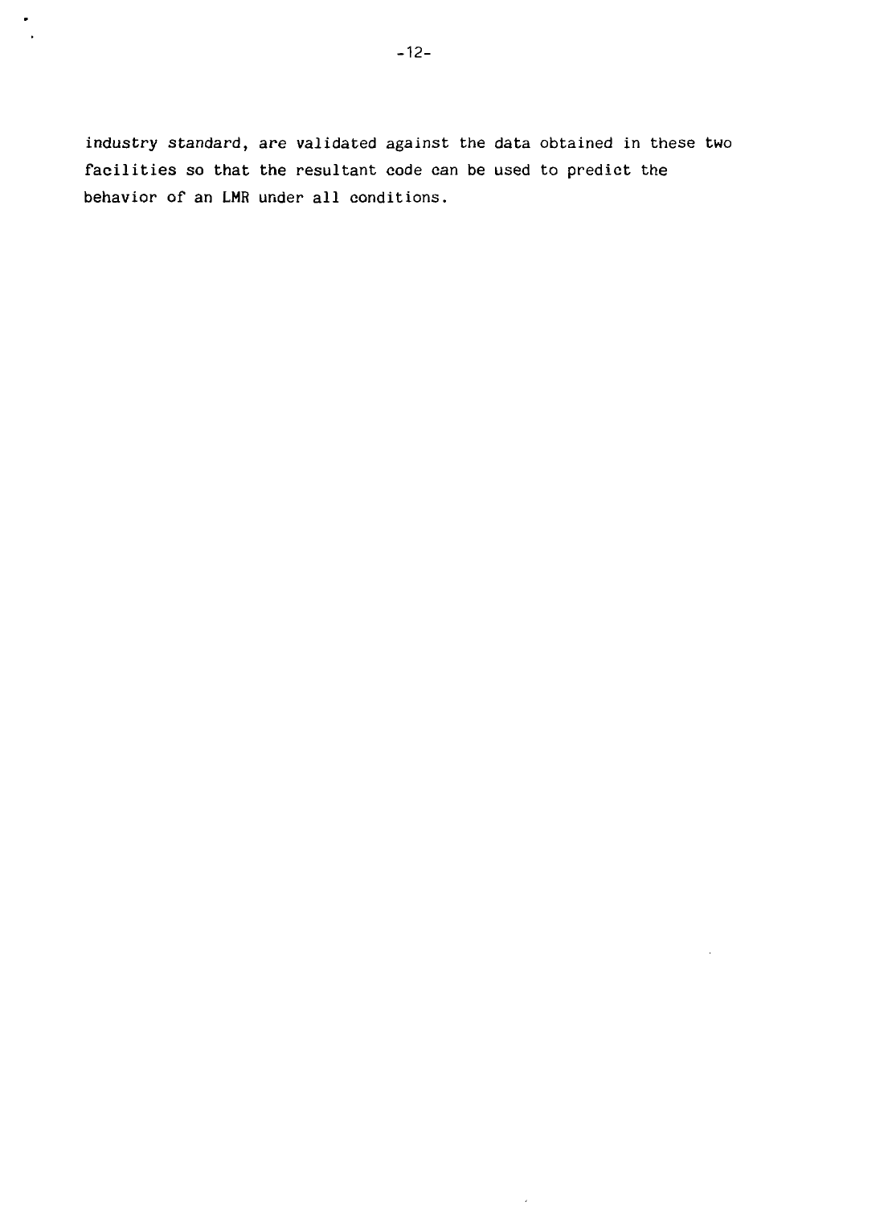industry standard, are validated against the data obtained in these two facilities so that the resultant code can be used to predict the behavior of an LMR under all conditions.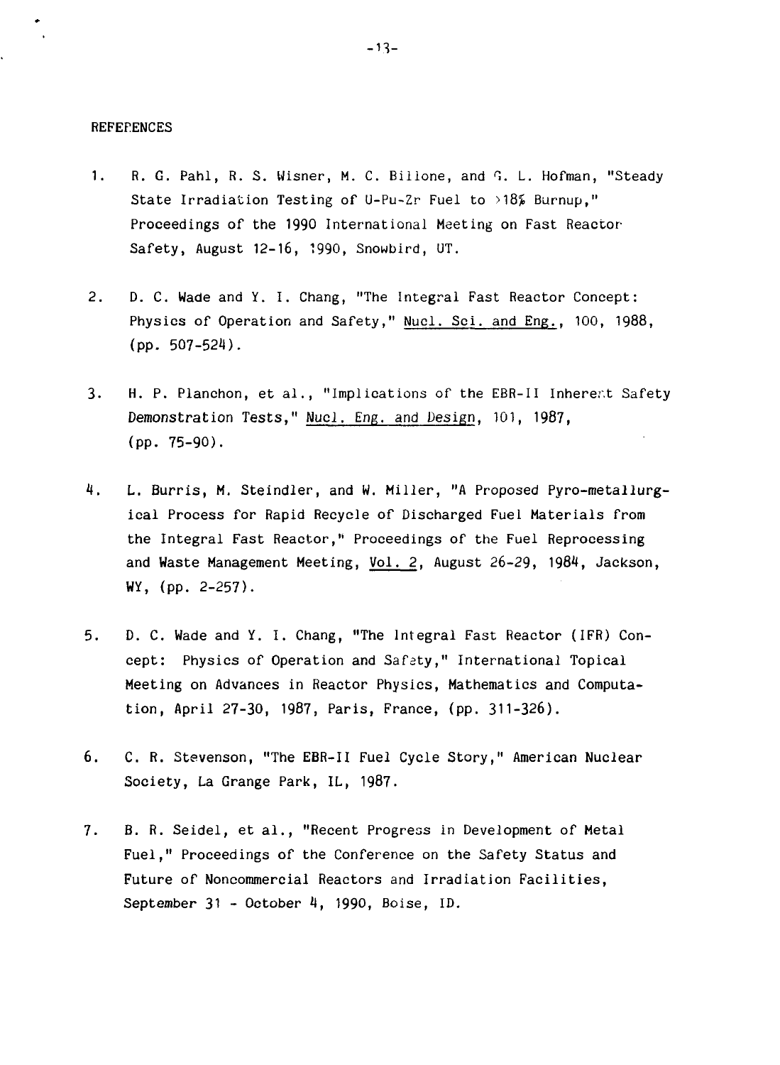## REFERENCES

1. R. G. Pahl, R. S. Wisner, M. C. Billone, and G. L. Hofman, "Steady State Irradiation Testing of U-Pu-Zr Fuel to >18% Burnup," Proceedings of the 1990 International Meeting on Fast Reactor Safety, August 12-16, 1990, Snowbird, UT.

2. D. C. Wade and Y. I. Chang, "The Integral Fast Reactor Concept: Physics of Operation and Safety," Nucl. Sci. and Eng., 100, 1988, (pp. 507-524).

3. H. P. Planchon, et al., "Implications of the EBR-II Inherent Safety Demonstration Tests," Nucl. Eng. and Design, 101, 1987, (pp. 75-90).

4. L. Burris, M. Steindler, and W. Miller, "A Proposed Pyro-metallurgical Process for Rapid Recycle of Discharged Fuel Materials from the Integral Fast Reactor," Proceedings of the Fuel Reprocessing and Waste Management Meeting, Vol. 2, August 26-29, 1984, Jackson, WY, (pp. 2-257).

5. D. C. Wade and Y. I. Chang, "The Integral Fast Reactor (IFR) Concept: Physics of Operation and Safety," International Topical Meeting on Advances in Reactor Physics, Mathematics and Computation, April 27-30, 1987, Paris, France, (pp. 311-326).

6. C. R. Stevenson, "The EBR-II Fuel Cycle Story," American Nuclear Society, La Grange Park, IL, 1987.

7. B. R. Seidel, et al., "Recent Progress in Development of Metal Fuel," Proceedings of the Conference on the Safety Status and Future of Noncommercial Reactors and Irradiation Facilities, September 31 - October 4, 1990, Boise, ID.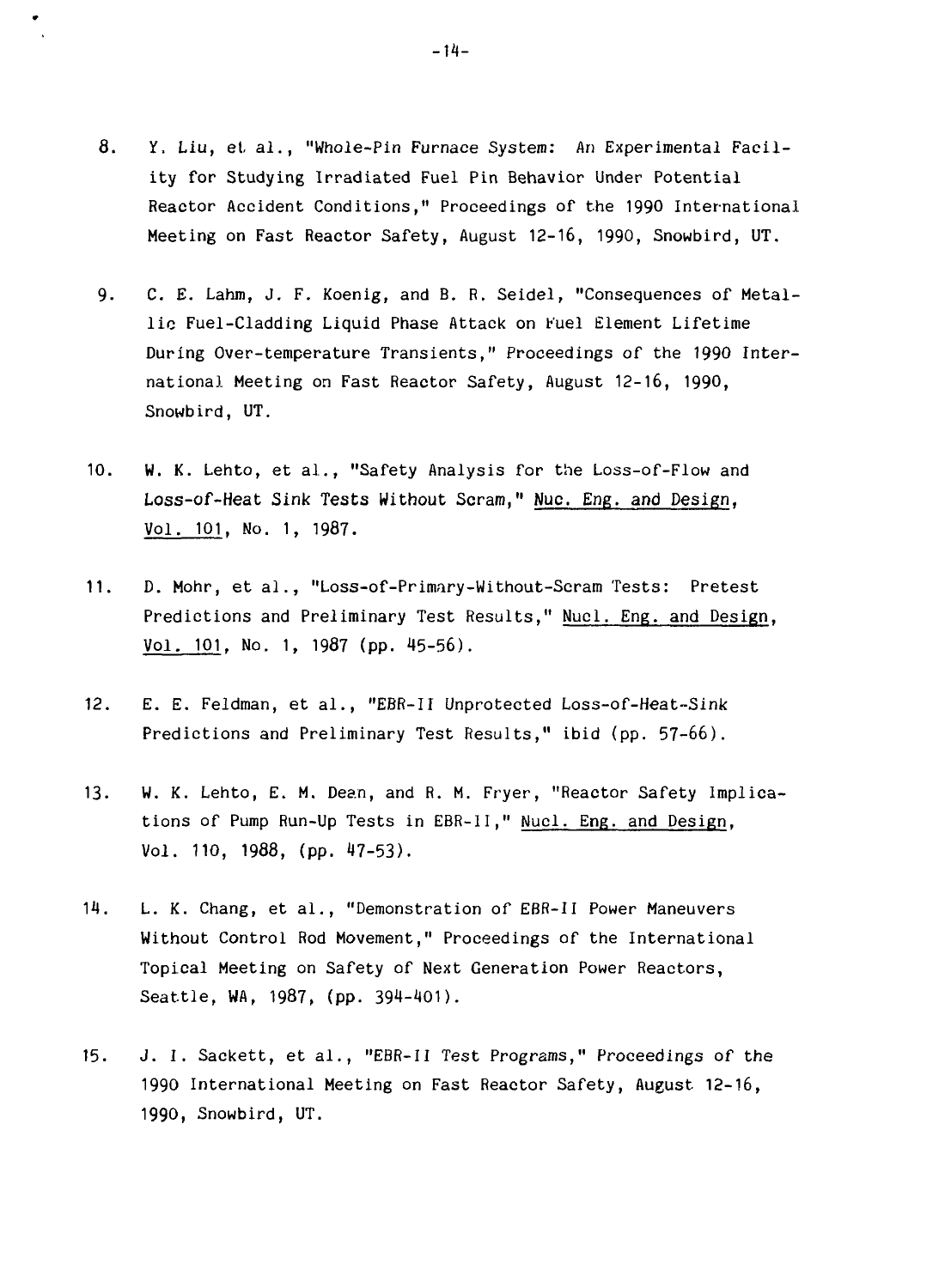8. Y. Liu, et al., "Whole-Pin Furnace System: An Experimental Facility for Studying Irradiated Fuel Pin Behavior Under Potential Reactor Accident Conditions," Proceedings of the 1990 International Meeting on Fast Reactor Safety, August 12-16, 1990, Snowbird, UT.

9. C. E. Lahm, J. F. Koenig, and B. R. Seidel, "Consequences of Metallic Fuel-Cladding Liquid Phase Attack on Fuel Element Lifetime During Over-temperature Transients," Proceedings of the 1990 International Meeting on Fast Reactor Safety, August 12-16, 1990, Snowbird, UT.

10. W. K. Lehto, et al., "Safety Analysis for the Loss-of-Flow and Loss-of-Heat Sink Tests Without Scram," Nuc. Eng. and Design, Vol. 101, No. 1, 1987.

11. D. Mohr, et al., "Loss-of-Primary-Without-Scram Tests: Pretest Predictions and Preliminary Test Results," Nucl. Eng. and Design, Vol. 101, No. 1, 1987 (pp. 45-56).

12. E. E. Feldman, et al., "EBR-II Unprotected Loss-of-Heat-Sink Predictions and Preliminary Test Results," ibid (pp. 57-66).

13. W. K. Lehto, E. M. Dean, and R. M. Fryer, "Reactor Safety Implications of Pump Run-Up Tests in EBR-II," Nucl. Eng. and Design, Vol. 110, 1988, (pp. 47-53).

14. L. K. Chang, et al., "Demonstration of EBR-II Power Maneuvers Without Control Rod Movement," Proceedings of the International Topical Meeting on Safety of Next Generation Power Reactors, Seattle, WA, 1987, (pp. 394-401).

15. J. I. Sackett, et al., "EBR-II Test Programs," Proceedings of the 1990 International Meeting on Fast Reactor Safety, August 12-16, 1990, Snowbird, UT.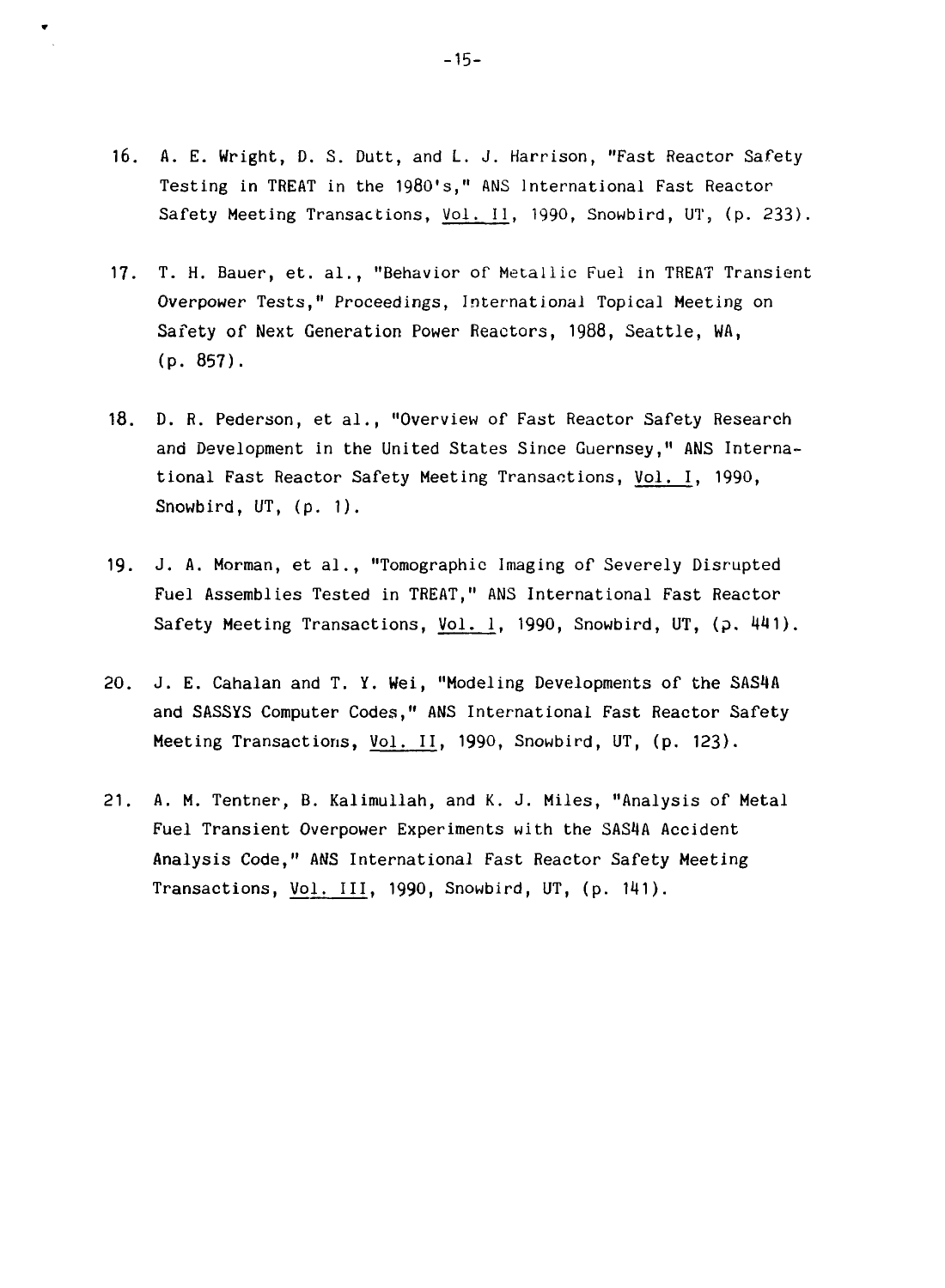16. A. E. Wright, D. S. Dutt, and L. J. Harrison, "Fast Reactor Safety Testing in TREAT in the 1980's," ANS International Fast Reactor Safety Meeting Transactions, Vol. II, 1990, Snowbird, UT, (p. 233).

17. T. H. Bauer, et. al., "Behavior of Metallic Fuel in TREAT Transient Overpower Tests," Proceedings, International Topical Meeting on Safety of Next Generation Power Reactors, 1988, Seattle, WA, (p. 857).

18. D. R. Pederson, et al., "Overview of Fast Reactor Safety Research and Development in the United States Since Guernsey," ANS International Fast Reactor Safety Meeting Transactions, Vol. I, 1990, Snowbird, UT, (p. 1).

19. J. A. Morman, et al., "Tomographic Imaging of Severely Disrupted Fuel Assemblies Tested in TREAT," ANS International Fast Reactor Safety Meeting Transactions, Vol. I, 1990, Snowbird, UT, (p. 441).

20. J. E. Cahalan and T. Y. Wei, "Modeling Developments of the SAS4A and SASSYS Computer Codes," ANS International Fast Reactor Safety Meeting Transactions, Vol. II, 1990, Snowbird, UT, (p. 123).

21. A. M. Tentner, B. Kalimullah, and K. J. Miles, "Analysis of Metal Fuel Transient Overpower Experiments with the SAS4A Accident Analysis Code," ANS International Fast Reactor Safety Meeting Transactions, Vol. III, 1990, Snowbird, UT, (p. 141).